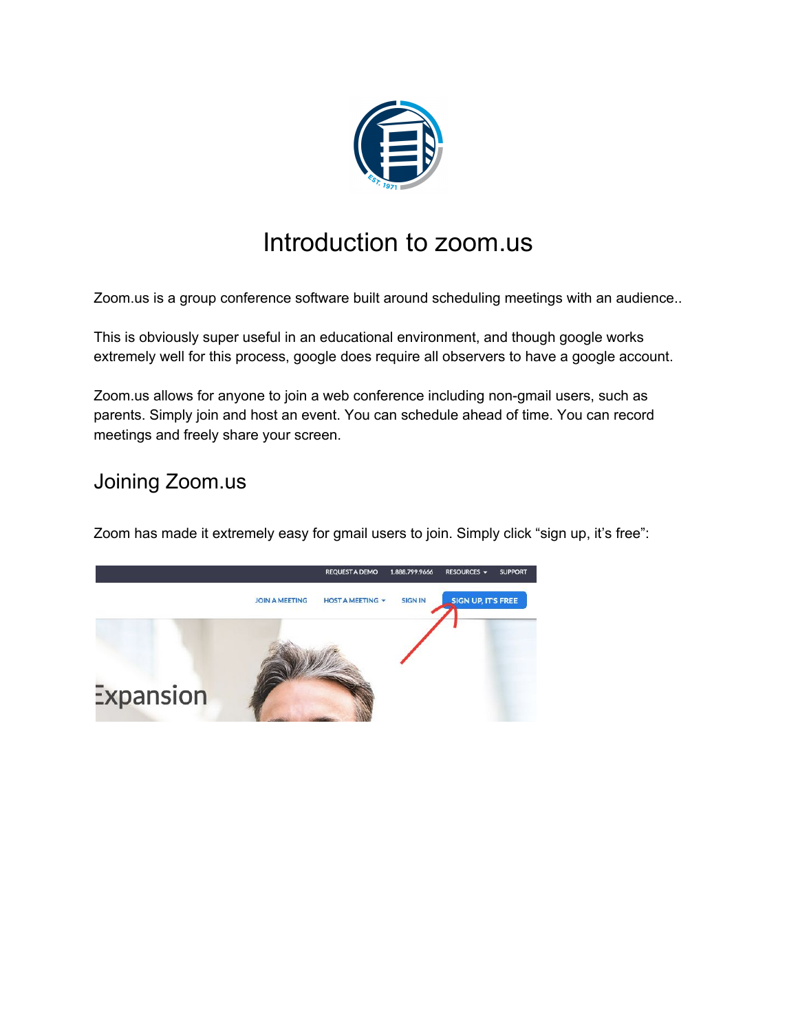# Introduction to zoom.us

Zoom.us is a group conference software built around scheduling meetings with an audience..

This is obviously super useful in an educational environment, and though google works extremely well for this process, google does require all observers to have a google account.

Zoom.us allows for anyone to join a web conference including non-gmail users, such as parents. Simply join and host an event. You can schedule ahead of time. You can record meetings and freely share your screen.

## Joining Zoom.us

Zoom has made it extremely easy for gmail users to join. Simply click “sign up, it’s free”: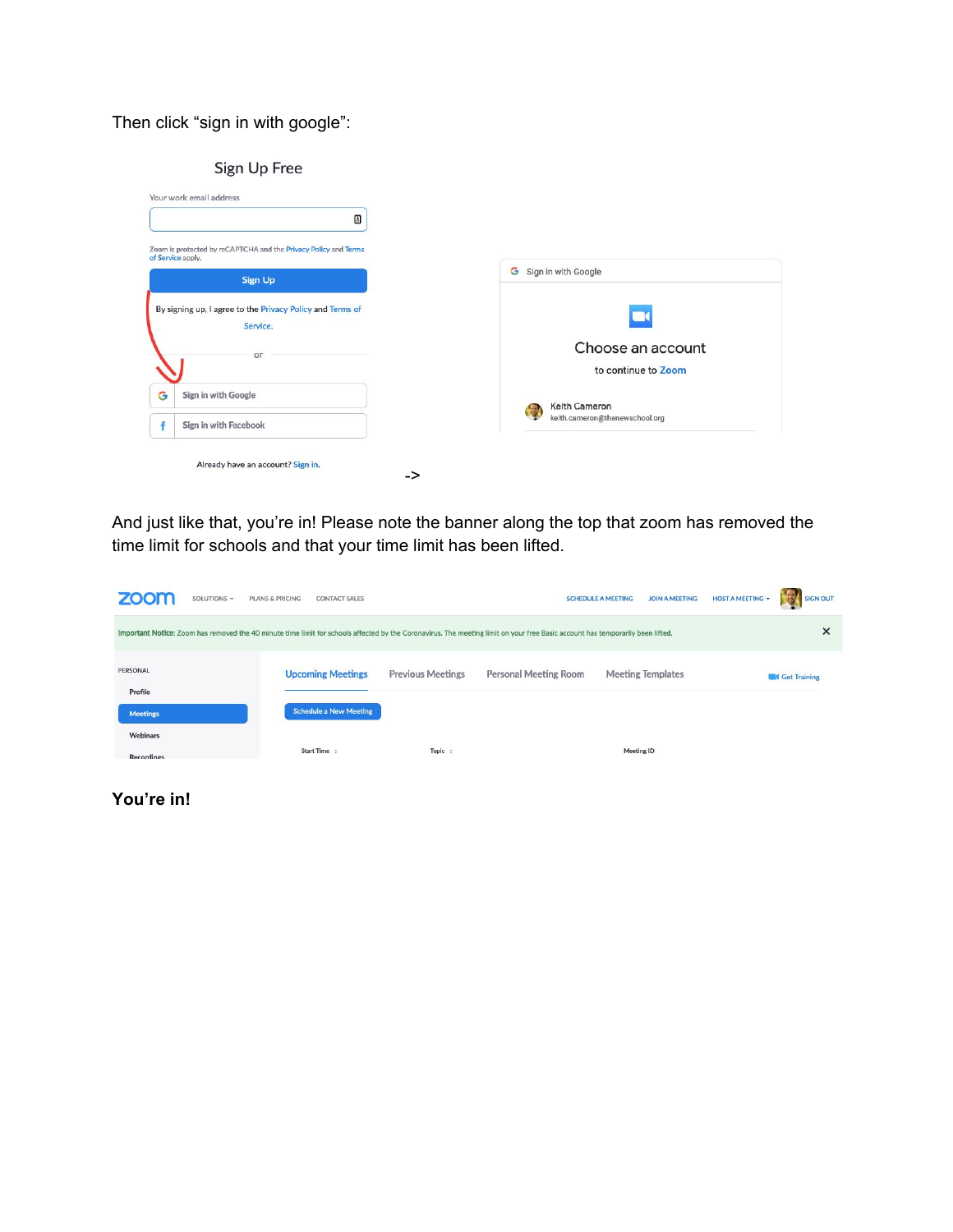Then click “sign in with google”:

->

And just like that, you’re in! Please note the banner along the top that zoom has removed the time limit for schools and that your time limit has been lifted.

**You’re in!**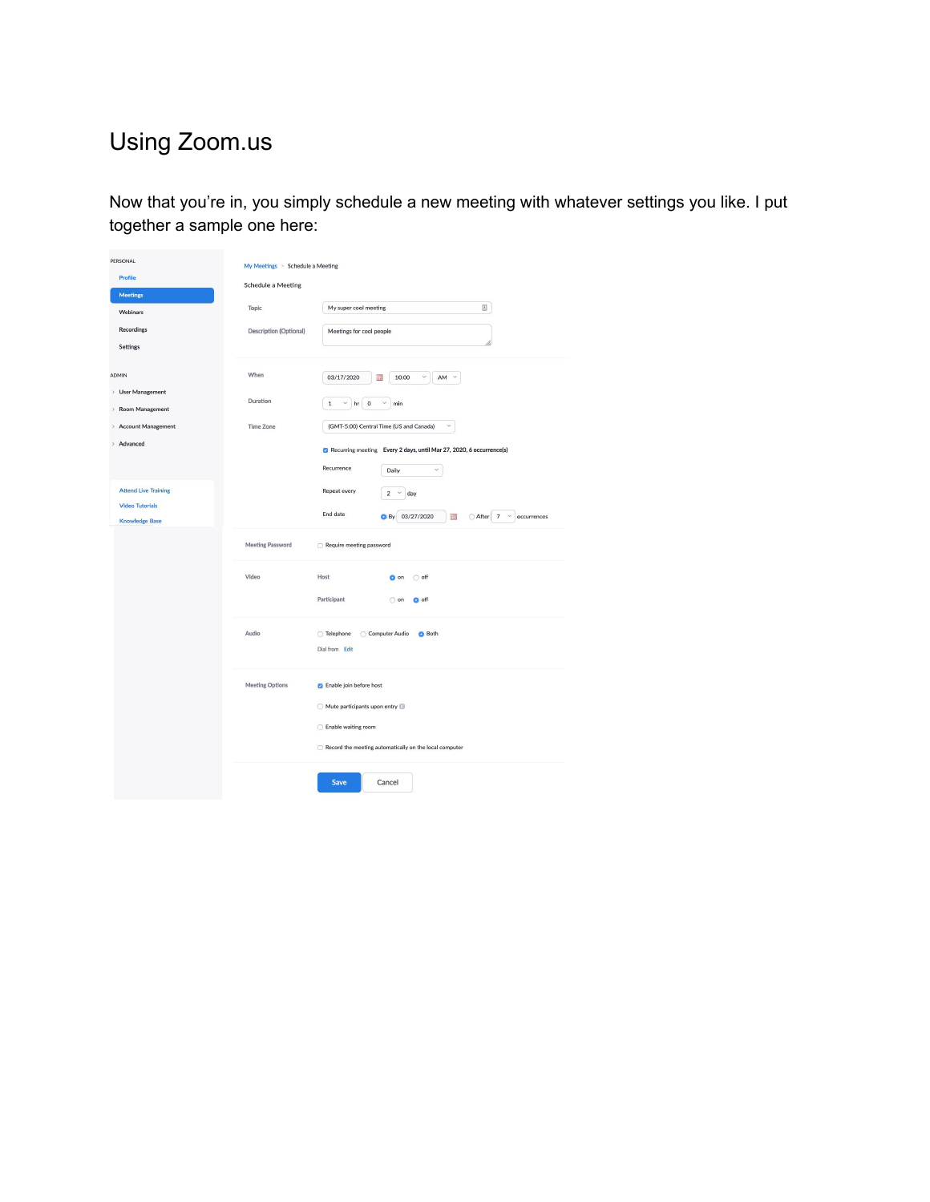# Using Zoom.us

Now that you're in, you simply schedule a new meeting with whatever settings you like. I put together a sample one here:

PERSONAL

- Profile
- Meetings
- Webinars
- Recordings
- Settings

ADMIN

- User Management
- Room Management
- Account Management
- Advanced

- Attend Live Training
- Video Tutorials
- Knowledge Base

My Meetings > Schedule a Meeting

Schedule a Meeting

| | |
|---|---|
| Topic | My super cool meeting |
| Description (Optional) | Meetings for cool people |
| When | 03/17/2020 10:00 AM |
| Duration | 1 hr 0 min |
| Time Zone | (GMT-5:00) Central Time (US and Canada) |
| | ☑ Recurring meeting Every 2 days, until Mar 27, 2020, 6 occurrence(s) |
| Recurrence | Daily |
| Repeat every | 2 day |
| End date | ◉ By 03/27/2020 ○ After 7 occurrences |
| Meeting Password | ☐ Require meeting password |
| Video | Host ◉ on ○ off |
| | Participant ○ on ◉ off |
| Audio | ○ Telephone ○ Computer Audio ◉ Both |
| | Dial from Edit |
| Meeting Options | ☑ Enable join before host |
| | ☐ Mute participants upon entry |
| | ☐ Enable waiting room |
| | ☐ Record the meeting automatically on the local computer |

Save Cancel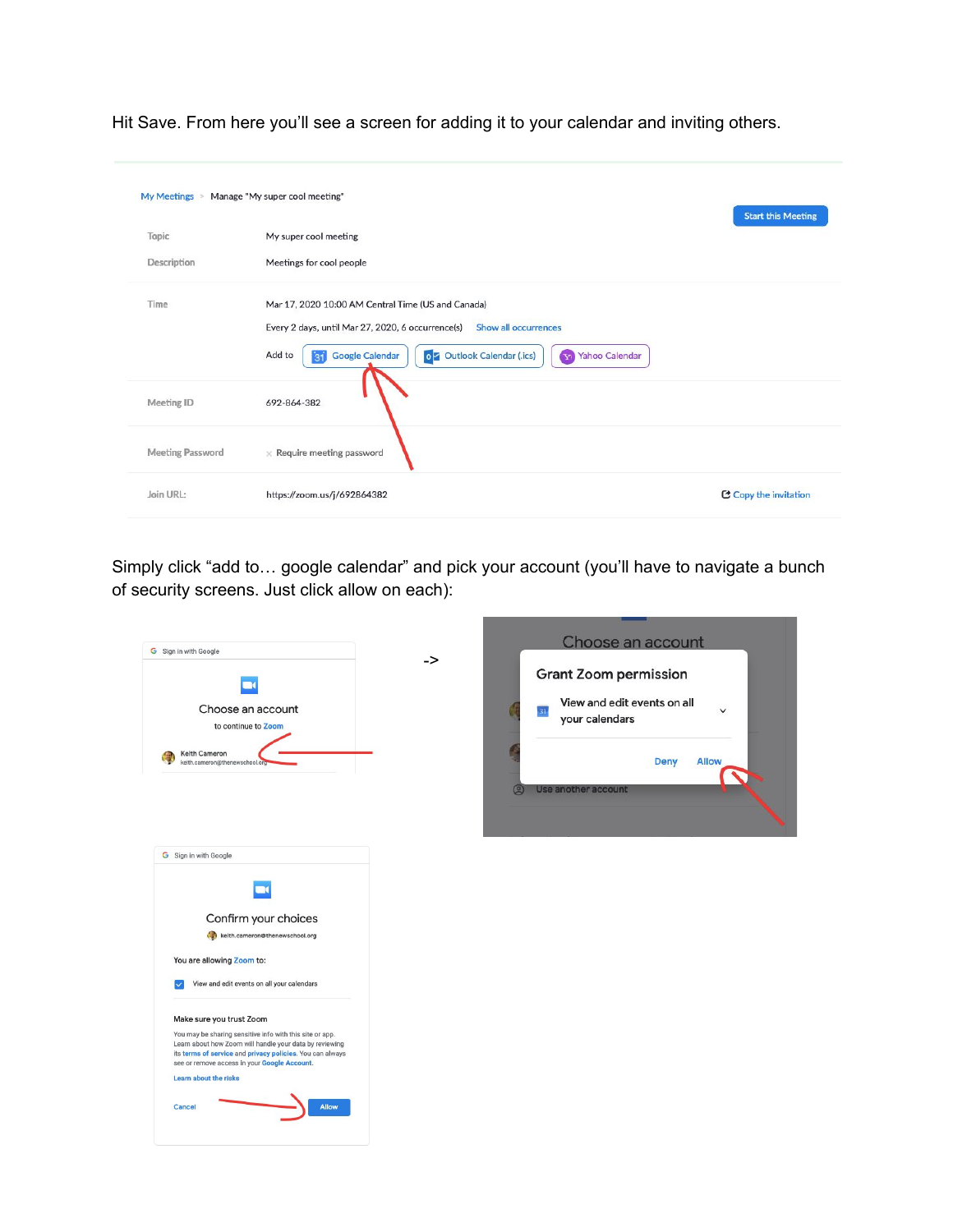Hit Save. From here you'll see a screen for adding it to your calendar and inviting others.

My Meetings > Manage "My super cool meeting"

Start this Meeting

| | |
|---|---|
| Topic | My super cool meeting |
| Description | Meetings for cool people |
| Time | Mar 17, 2020 10:00 AM Central Time (US and Canada) |
| | Every 2 days, until Mar 27, 2020, 6 occurrence(s) Show all occurrences |
| | Add to Google Calendar / Outlook Calendar (.ics) / Yahoo Calendar |
| Meeting ID | 692-864-382 |
| Meeting Password | × Require meeting password |
| Join URL: | https://zoom.us/j/692864382 — Copy the invitation |

Simply click "add to… google calendar" and pick your account (you'll have to navigate a bunch of security screens. Just click allow on each):

Sign in with Google

Choose an account

to continue to Zoom

Keith Cameron
keith.cameron@thenewschool.org

->

Choose an account

Grant Zoom permission

View and edit events on all your calendars

Deny Allow

Use another account

Sign in with Google

Confirm your choices

keith.cameron@thenewschool.org

You are allowing Zoom to:

View and edit events on all your calendars

Make sure you trust Zoom

You may be sharing sensitive info with this site or app. Learn about how Zoom will handle your data by reviewing its terms of service and privacy policies. You can always see or remove access in your Google Account.

Learn about the risks

Cancel Allow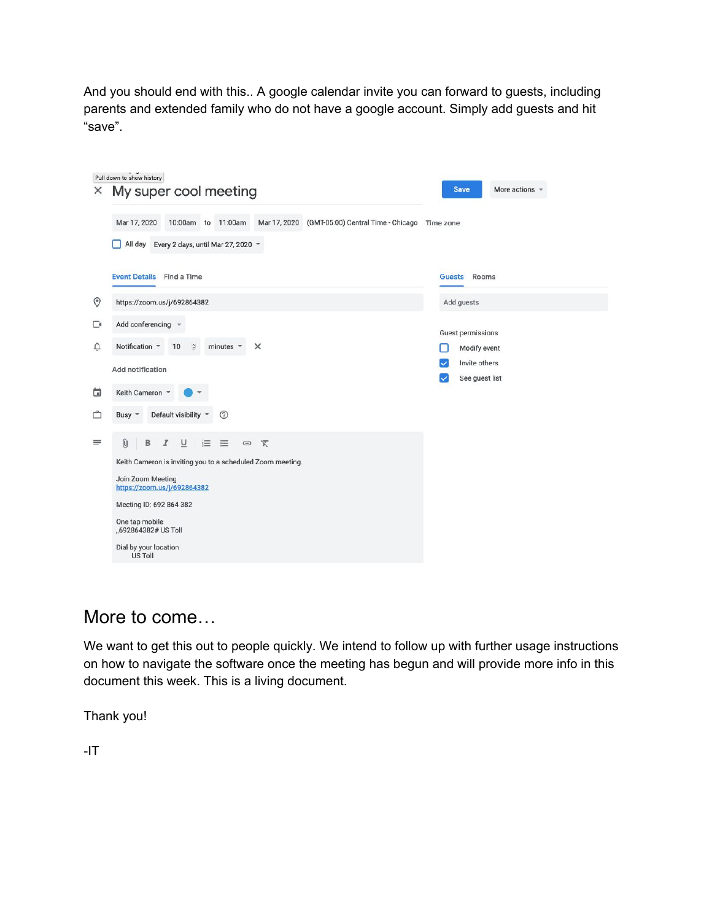And you should end with this.. A google calendar invite you can forward to guests, including parents and extended family who do not have a google account. Simply add guests and hit "save".

## More to come…

We want to get this out to people quickly. We intend to follow up with further usage instructions on how to navigate the software once the meeting has begun and will provide more info in this document this week. This is a living document.

Thank you!

-IT